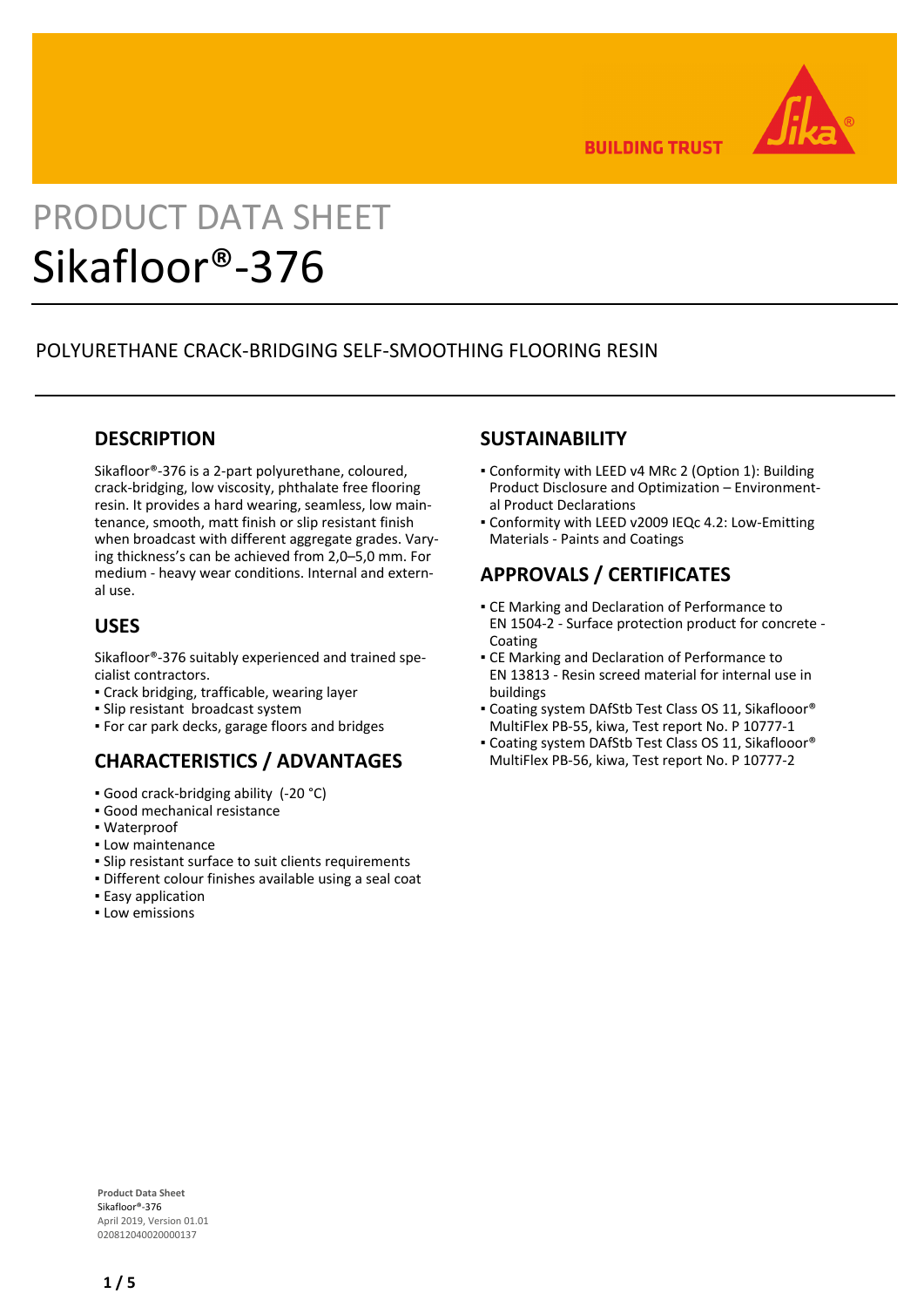PRODUCT DATA SHEET

# Sikafloor®-376

POLYURETHANE CRACK-BRIDGING SELF-SMOOTHING FLOORING RESIN

## DESCRIPTION

Sikafloor®-376 is a 2-part polyurethane, coloured, crack-bridging, low viscosity, phthalate free flooring resin. It provides a hard wearing, seamless, low maintenance, smooth, matt finish or slip resistant finish when broadcast with different aggregate grades. Varying thickness's can be achieved from 2,0–5,0 mm. For medium - heavy wear conditions. Internal and external use.

## USES

Sikafloor®-376 suitably experienced and trained specialist contractors.

- Crack bridging, trafficable, wearing layer
- Slip resistant broadcast system
- For car park decks, garage floors and bridges

## CHARACTERISTICS / ADVANTAGES

- Good crack-bridging ability (-20 °C)
- Good mechanical resistance
- Waterproof
- Low maintenance
- Slip resistant surface to suit clients requirements
- Different colour finishes available using a seal coat
- Easy application
- Low emissions

## SUSTAINABILITY

- Conformity with LEED v4 MRc 2 (Option 1): Building Product Disclosure and Optimization – Environmental Product Declarations
- Conformity with LEED v2009 IEQc 4.2: Low-Emitting Materials - Paints and Coatings

## APPROVALS / CERTIFICATES

- CE Marking and Declaration of Performance to EN 1504-2 - Surface protection product for concrete - Coating
- CE Marking and Declaration of Performance to EN 13813 - Resin screed material for internal use in buildings
- Coating system DAfStb Test Class OS 11, Sikaflooor® MultiFlex PB-55, kiwa, Test report No. P 10777-1
- Coating system DAfStb Test Class OS 11, Sikaflooor® MultiFlex PB-56, kiwa, Test report No. P 10777-2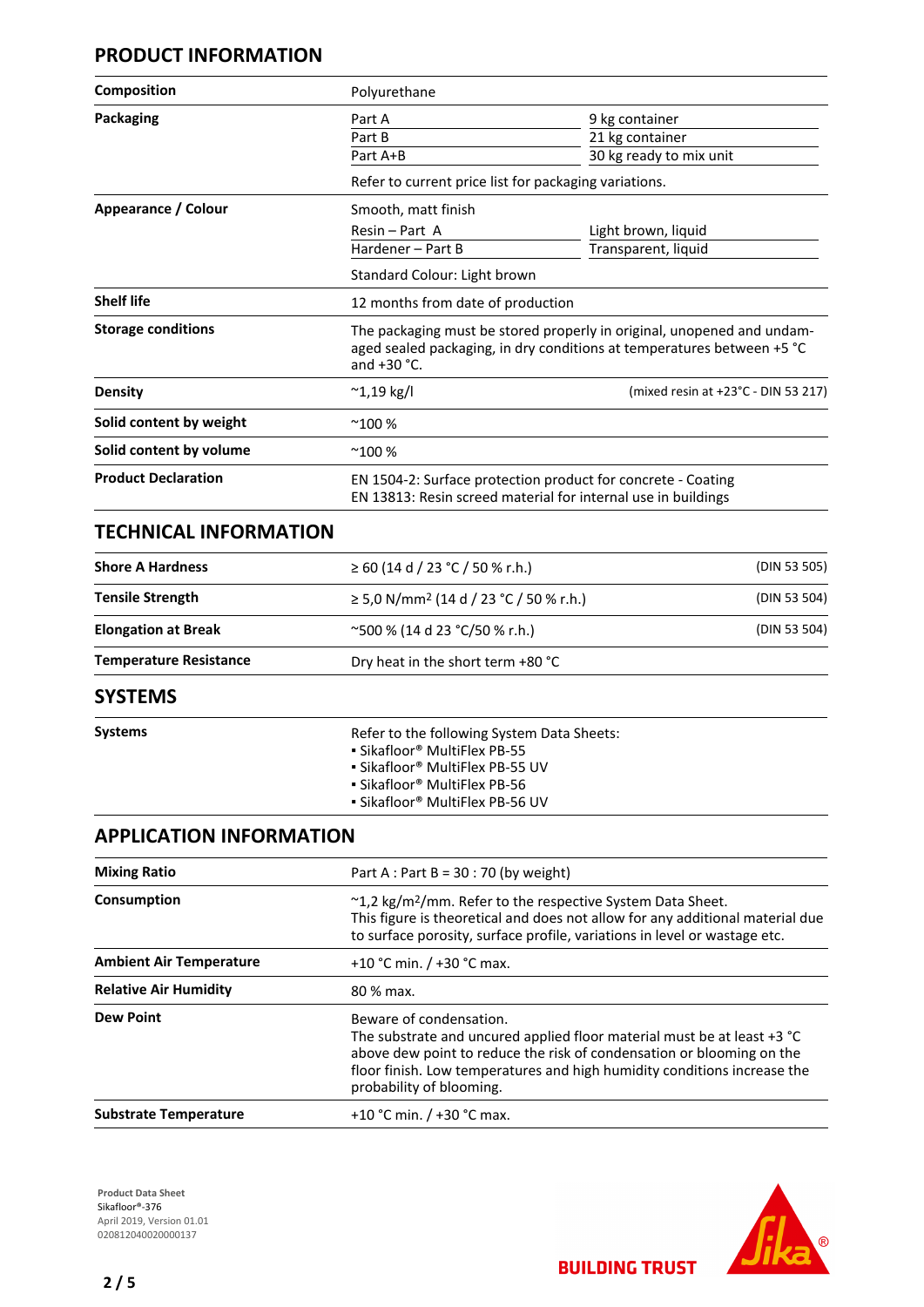## PRODUCT INFORMATION

| | | |
|---|---|---|
| **Composition** | Polyurethane | |
| **Packaging** | Part A | 9 kg container |
| | Part B | 21 kg container |
| | Part A+B | 30 kg ready to mix unit |
| | Refer to current price list for packaging variations. | |
| **Appearance / Colour** | Smooth, matt finish | |
| | Resin – Part A | Light brown, liquid |
| | Hardener – Part B | Transparent, liquid |
| | Standard Colour: Light brown | |
| **Shelf life** | 12 months from date of production | |
| **Storage conditions** | The packaging must be stored properly in original, unopened and undamaged sealed packaging, in dry conditions at temperatures between +5 °C and +30 °C. | |
| **Density** | ~1,19 kg/l | (mixed resin at +23°C - DIN 53 217) |
| **Solid content by weight** | ~100 % | |
| **Solid content by volume** | ~100 % | |
| **Product Declaration** | EN 1504-2: Surface protection product for concrete - Coating<br>EN 13813: Resin screed material for internal use in buildings | |

## TECHNICAL INFORMATION

| | | |
|---|---|---|
| **Shore A Hardness** | ≥ 60 (14 d / 23 °C / 50 % r.h.) | (DIN 53 505) |
| **Tensile Strength** | ≥ 5,0 N/mm² (14 d / 23 °C / 50 % r.h.) | (DIN 53 504) |
| **Elongation at Break** | ~500 % (14 d 23 °C/50 % r.h.) | (DIN 53 504) |
| **Temperature Resistance** | Dry heat in the short term +80 °C | |

## SYSTEMS

**Systems**

Refer to the following System Data Sheets:
- Sikafloor® MultiFlex PB-55
- Sikafloor® MultiFlex PB-55 UV
- Sikafloor® MultiFlex PB-56
- Sikafloor® MultiFlex PB-56 UV

## APPLICATION INFORMATION

| | |
|---|---|
| **Mixing Ratio** | Part A : Part B = 30 : 70 (by weight) |
| **Consumption** | ~1,2 kg/m²/mm. Refer to the respective System Data Sheet.<br>This figure is theoretical and does not allow for any additional material due to surface porosity, surface profile, variations in level or wastage etc. |
| **Ambient Air Temperature** | +10 °C min. / +30 °C max. |
| **Relative Air Humidity** | 80 % max. |
| **Dew Point** | Beware of condensation.<br>The substrate and uncured applied floor material must be at least +3 °C above dew point to reduce the risk of condensation or blooming on the floor finish. Low temperatures and high humidity conditions increase the probability of blooming. |
| **Substrate Temperature** | +10 °C min. / +30 °C max. |

**Product Data Sheet**
Sikafloor®-376
April 2019, Version 01.01
020812040020000137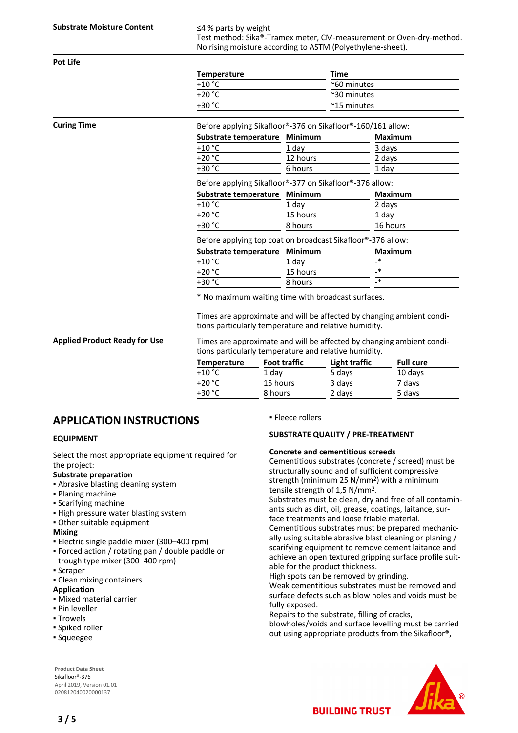**Substrate Moisture Content**

≤4 % parts by weight
Test method: Sika®-Tramex meter, CM-measurement or Oven-dry-method.
No rising moisture according to ASTM (Polyethylene-sheet).

**Pot Life**

| Temperature | Time |
|---|---|
| +10 °C | ~60 minutes |
| +20 °C | ~30 minutes |
| +30 °C | ~15 minutes |

**Curing Time**

Before applying Sikafloor®-376 on Sikafloor®-160/161 allow:

| Substrate temperature | Minimum | Maximum |
|---|---|---|
| +10 °C | 1 day | 3 days |
| +20 °C | 12 hours | 2 days |
| +30 °C | 6 hours | 1 day |

Before applying Sikafloor®-377 on Sikafloor®-376 allow:

| Substrate temperature | Minimum | Maximum |
|---|---|---|
| +10 °C | 1 day | 2 days |
| +20 °C | 15 hours | 1 day |
| +30 °C | 8 hours | 16 hours |

Before applying top coat on broadcast Sikafloor®-376 allow:

| Substrate temperature | Minimum | Maximum |
|---|---|---|
| +10 °C | 1 day | -* |
| +20 °C | 15 hours | -* |
| +30 °C | 8 hours | -* |

* No maximum waiting time with broadcast surfaces.

Times are approximate and will be affected by changing ambient conditions particularly temperature and relative humidity.

**Applied Product Ready for Use**

Times are approximate and will be affected by changing ambient conditions particularly temperature and relative humidity.

| Temperature | Foot traffic | Light traffic | Full cure |
|---|---|---|---|
| +10 °C | 1 day | 5 days | 10 days |
| +20 °C | 15 hours | 3 days | 7 days |
| +30 °C | 8 hours | 2 days | 5 days |

## APPLICATION INSTRUCTIONS

### EQUIPMENT

Select the most appropriate equipment required for the project:

**Substrate preparation**
- Abrasive blasting cleaning system
- Planing machine
- Scarifying machine
- High pressure water blasting system
- Other suitable equipment

**Mixing**
- Electric single paddle mixer (300–400 rpm)
- Forced action / rotating pan / double paddle or trough type mixer (300–400 rpm)
- Scraper
- Clean mixing containers

**Application**
- Mixed material carrier
- Pin leveller
- Trowels
- Spiked roller
- Squeegee
- Fleece rollers

### SUBSTRATE QUALITY / PRE-TREATMENT

**Concrete and cementitious screeds**

Cementitious substrates (concrete / screed) must be structurally sound and of sufficient compressive strength (minimum 25 N/mm²) with a minimum tensile strength of 1,5 N/mm².

Substrates must be clean, dry and free of all contaminants such as dirt, oil, grease, coatings, laitance, surface treatments and loose friable material.

Cementitious substrates must be prepared mechanically using suitable abrasive blast cleaning or planing / scarifying equipment to remove cement laitance and achieve an open textured gripping surface profile suitable for the product thickness.

High spots can be removed by grinding.

Weak cementitious substrates must be removed and surface defects such as blow holes and voids must be fully exposed.

Repairs to the substrate, filling of cracks, blowholes/voids and surface levelling must be carried out using appropriate products from the Sikafloor®,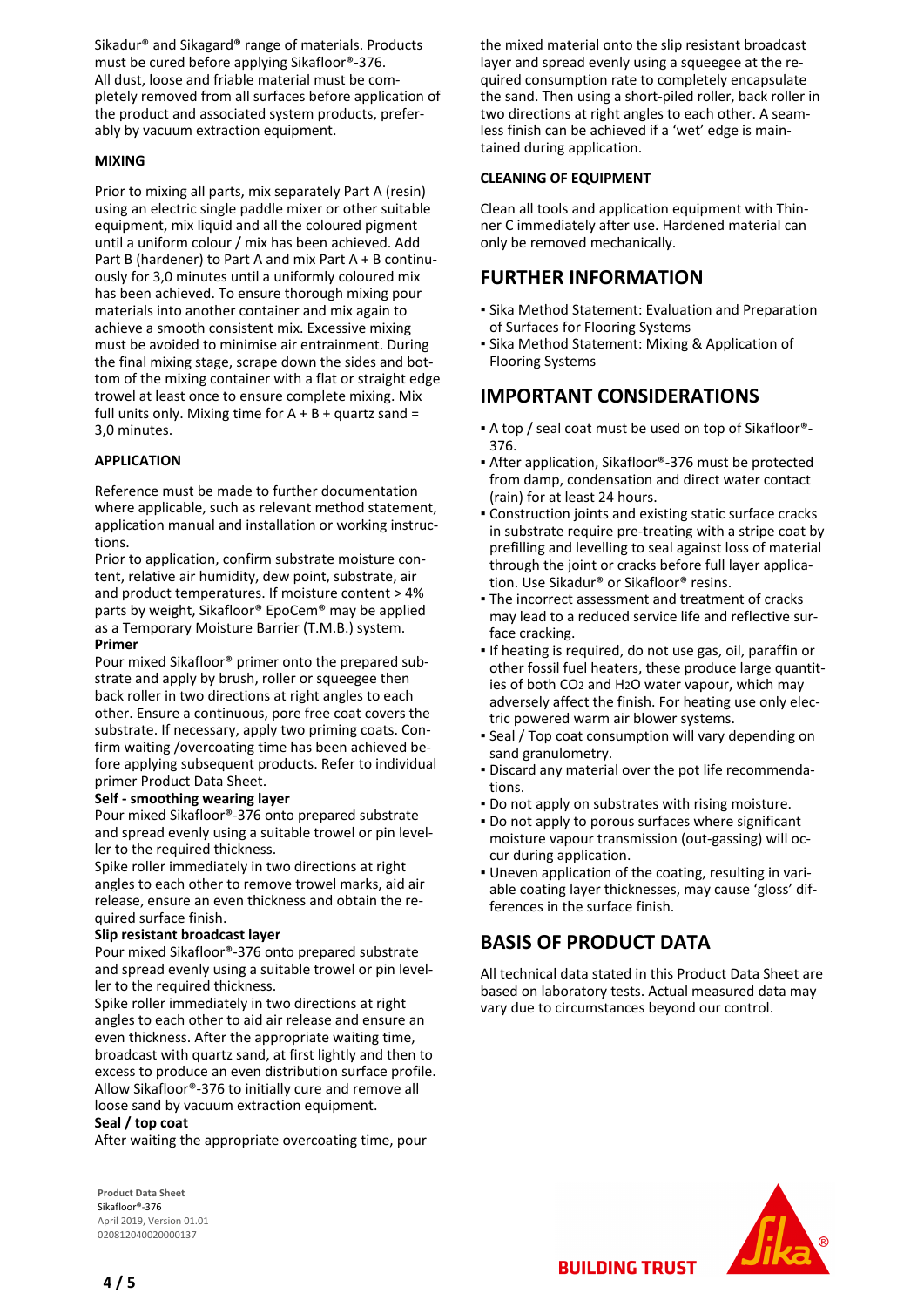Sikadur® and Sikagard® range of materials. Products must be cured before applying Sikafloor®-376.
All dust, loose and friable material must be completely removed from all surfaces before application of the product and associated system products, preferably by vacuum extraction equipment.

### MIXING

Prior to mixing all parts, mix separately Part A (resin) using an electric single paddle mixer or other suitable equipment, mix liquid and all the coloured pigment until a uniform colour / mix has been achieved. Add Part B (hardener) to Part A and mix Part A + B continuously for 3,0 minutes until a uniformly coloured mix has been achieved. To ensure thorough mixing pour materials into another container and mix again to achieve a smooth consistent mix. Excessive mixing must be avoided to minimise air entrainment. During the final mixing stage, scrape down the sides and bottom of the mixing container with a flat or straight edge trowel at least once to ensure complete mixing. Mix full units only. Mixing time for A + B + quartz sand = 3,0 minutes.

### APPLICATION

Reference must be made to further documentation where applicable, such as relevant method statement, application manual and installation or working instructions.
Prior to application, confirm substrate moisture content, relative air humidity, dew point, substrate, air and product temperatures. If moisture content > 4% parts by weight, Sikafloor® EpoCem® may be applied as a Temporary Moisture Barrier (T.M.B.) system.

**Primer**

Pour mixed Sikafloor® primer onto the prepared substrate and apply by brush, roller or squeegee then back roller in two directions at right angles to each other. Ensure a continuous, pore free coat covers the substrate. If necessary, apply two priming coats. Confirm waiting /overcoating time has been achieved before applying subsequent products. Refer to individual primer Product Data Sheet.

**Self - smoothing wearing layer**

Pour mixed Sikafloor®-376 onto prepared substrate and spread evenly using a suitable trowel or pin leveller to the required thickness.
Spike roller immediately in two directions at right angles to each other to remove trowel marks, aid air release, ensure an even thickness and obtain the required surface finish.

**Slip resistant broadcast layer**

Pour mixed Sikafloor®-376 onto prepared substrate and spread evenly using a suitable trowel or pin leveller to the required thickness.
Spike roller immediately in two directions at right angles to each other to aid air release and ensure an even thickness. After the appropriate waiting time, broadcast with quartz sand, at first lightly and then to excess to produce an even distribution surface profile. Allow Sikafloor®-376 to initially cure and remove all loose sand by vacuum extraction equipment.

**Seal / top coat**

After waiting the appropriate overcoating time, pour the mixed material onto the slip resistant broadcast layer and spread evenly using a squeegee at the required consumption rate to completely encapsulate the sand. Then using a short-piled roller, back roller in two directions at right angles to each other. A seamless finish can be achieved if a 'wet' edge is maintained during application.

### CLEANING OF EQUIPMENT

Clean all tools and application equipment with Thinner C immediately after use. Hardened material can only be removed mechanically.

## FURTHER INFORMATION

- Sika Method Statement: Evaluation and Preparation of Surfaces for Flooring Systems
- Sika Method Statement: Mixing & Application of Flooring Systems

## IMPORTANT CONSIDERATIONS

- A top / seal coat must be used on top of Sikafloor®-376.
- After application, Sikafloor®-376 must be protected from damp, condensation and direct water contact (rain) for at least 24 hours.
- Construction joints and existing static surface cracks in substrate require pre-treating with a stripe coat by prefilling and levelling to seal against loss of material through the joint or cracks before full layer application. Use Sikadur® or Sikafloor® resins.
- The incorrect assessment and treatment of cracks may lead to a reduced service life and reflective surface cracking.
- If heating is required, do not use gas, oil, paraffin or other fossil fuel heaters, these produce large quantities of both $CO_2$ and $H_2O$ water vapour, which may adversely affect the finish. For heating use only electric powered warm air blower systems.
- Seal / Top coat consumption will vary depending on sand granulometry.
- Discard any material over the pot life recommendations.
- Do not apply on substrates with rising moisture.
- Do not apply to porous surfaces where significant moisture vapour transmission (out-gassing) will occur during application.
- Uneven application of the coating, resulting in variable coating layer thicknesses, may cause 'gloss' differences in the surface finish.

## BASIS OF PRODUCT DATA

All technical data stated in this Product Data Sheet are based on laboratory tests. Actual measured data may vary due to circumstances beyond our control.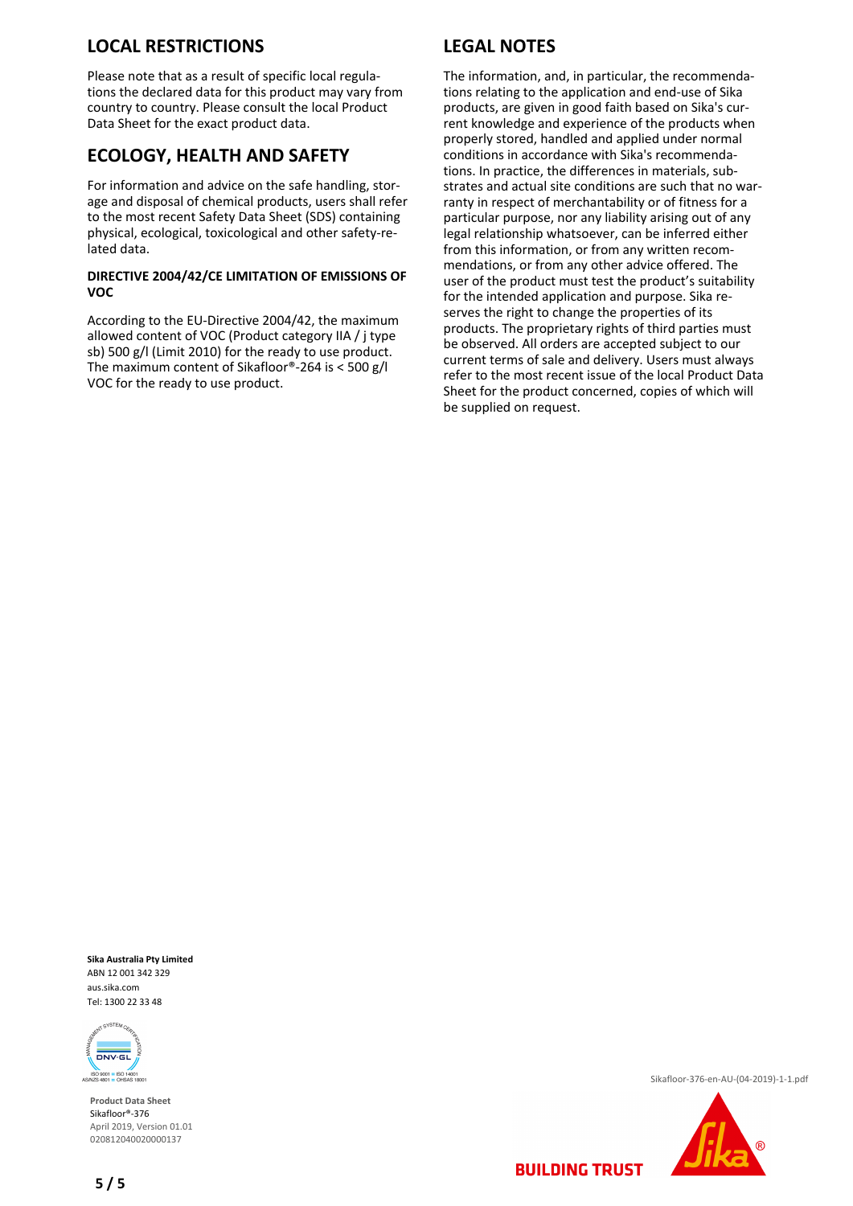## LOCAL RESTRICTIONS

Please note that as a result of specific local regulations the declared data for this product may vary from country to country. Please consult the local Product Data Sheet for the exact product data.

## ECOLOGY, HEALTH AND SAFETY

For information and advice on the safe handling, storage and disposal of chemical products, users shall refer to the most recent Safety Data Sheet (SDS) containing physical, ecological, toxicological and other safety-related data.

### DIRECTIVE 2004/42/CE LIMITATION OF EMISSIONS OF VOC

According to the EU-Directive 2004/42, the maximum allowed content of VOC (Product category IIA / j type sb) 500 g/l (Limit 2010) for the ready to use product. The maximum content of Sikafloor®-264 is < 500 g/l VOC for the ready to use product.

## LEGAL NOTES

The information, and, in particular, the recommendations relating to the application and end-use of Sika products, are given in good faith based on Sika's current knowledge and experience of the products when properly stored, handled and applied under normal conditions in accordance with Sika's recommendations. In practice, the differences in materials, substrates and actual site conditions are such that no warranty in respect of merchantability or of fitness for a particular purpose, nor any liability arising out of any legal relationship whatsoever, can be inferred either from this information, or from any written recommendations, or from any other advice offered. The user of the product must test the product's suitability for the intended application and purpose. Sika reserves the right to change the properties of its products. The proprietary rights of third parties must be observed. All orders are accepted subject to our current terms of sale and delivery. Users must always refer to the most recent issue of the local Product Data Sheet for the product concerned, copies of which will be supplied on request.

**Sika Australia Pty Limited**
ABN 12 001 342 329
aus.sika.com
Tel: 1300 22 33 48

**Product Data Sheet**
Sikafloor®-376
April 2019, Version 01.01
020812040020000137

Sikafloor-376-en-AU-(04-2019)-1-1.pdf